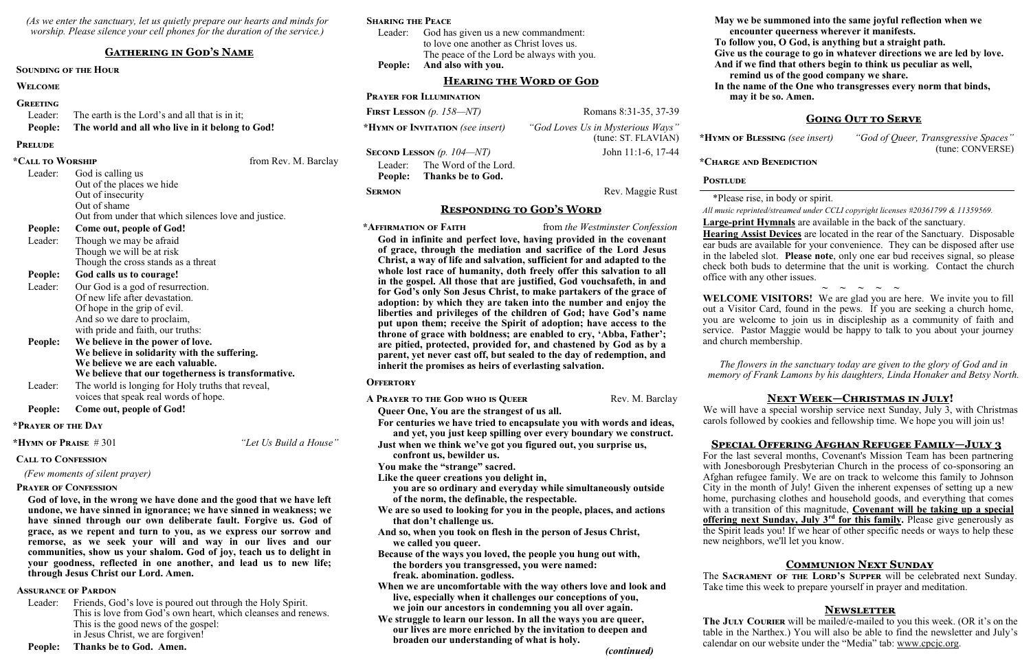*(As we enter the sanctuary, let us quietly prepare our hearts and minds for worship. Please silence your cell phones for the duration of the service.)*

## Gathering in God's Name

**Sounding of the Hour**

**Welcome**

**Greeting**

Leader: The earth is the Lord's and all that is in it;
**People: The world and all who live in it belong to God!**

**Prelude**

**\*Call to Worship** from Rev. M. Barclay

Leader: God is calling us
Out of the places we hide
Out of insecurity
Out of shame
Out from under that which silences love and justice.
**People: Come out, people of God!**
Leader: Though we may be afraid
Though we will be at risk
Though the cross stands as a threat
**People: God calls us to courage!**
Leader: Our God is a god of resurrection.
Of new life after devastation.
Of hope in the grip of evil.
And so we dare to proclaim,
with pride and faith, our truths:
**People: We believe in the power of love.
We believe in solidarity with the suffering.
We believe we are each valuable.
We believe that our togetherness is transformative.**
Leader: The world is longing for Holy truths that reveal,
voices that speak real words of hope.
**People: Come out, people of God!**

**\*Prayer of the Day**

**\*Hymn of Praise** # 301 *"Let Us Build a House"*

**Call to Confession**

*(Few moments of silent prayer)*

**Prayer of Confession**

**God of love, in the wrong we have done and the good that we have left undone, we have sinned in ignorance; we have sinned in weakness; we have sinned through our own deliberate fault. Forgive us. God of grace, as we repent and turn to you, as we express our sorrow and remorse, as we seek your will and way in our lives and our communities, show us your shalom. God of joy, teach us to delight in your goodness, reflected in one another, and lead us to new life; through Jesus Christ our Lord. Amen.**

**Assurance of Pardon**

Leader: Friends, God's love is poured out through the Holy Spirit.
This is love from God's own heart, which cleanses and renews.
This is the good news of the gospel:
in Jesus Christ, we are forgiven!
**People: Thanks be to God. Amen.**

**Sharing the Peace**

Leader: God has given us a new commandment:
to love one another as Christ loves us.
The peace of the Lord be always with you.
**People: And also with you.**

## Hearing the Word of God

**Prayer for Illumination**

**First Lesson** *(p. 158—NT)* Romans 8:31-35, 37-39

**\*Hymn of Invitation** *(see insert)* *"God Loves Us in Mysterious Ways"* (tune: ST. FLAVIAN)

**Second Lesson** *(p. 104—NT)* John 11:1-6, 17-44

Leader: The Word of the Lord.
**People: Thanks be to God.**

**Sermon** Rev. Maggie Rust

## Responding to God's Word

**\*Affirmation of Faith** from *the Westminster Confession*

**God in infinite and perfect love, having provided in the covenant of grace, through the mediation and sacrifice of the Lord Jesus Christ, a way of life and salvation, sufficient for and adapted to the whole lost race of humanity, doth freely offer this salvation to all in the gospel. All those that are justified, God vouchsafeth, in and for God's only Son Jesus Christ, to make partakers of the grace of adoption: by which they are taken into the number and enjoy the liberties and privileges of the children of God; have God's name put upon them; receive the Spirit of adoption; have access to the throne of grace with boldness; are enabled to cry, 'Abba, Father'; are pitied, protected, provided for, and chastened by God as by a parent, yet never cast off, but sealed to the day of redemption, and inherit the promises as heirs of everlasting salvation.**

**Offertory**

**A Prayer to the God who is Queer** Rev. M. Barclay

**Queer One, You are the strangest of us all.
For centuries we have tried to encapsulate you with words and ideas, and yet, you just keep spilling over every boundary we construct.
Just when we think we've got you figured out, you surprise us, confront us, bewilder us.
You make the "strange" sacred.
Like the queer creations you delight in,
you are so ordinary and everyday while simultaneously outside of the norm, the definable, the respectable.
We are so used to looking for you in the people, places, and actions that don't challenge us.
And so, when you took on flesh in the person of Jesus Christ, we called you queer.
Because of the ways you loved, the people you hung out with, the borders you transgressed, you were named: freak. abomination. godless.
When we are uncomfortable with the way others love and look and live, especially when it challenges our conceptions of you, we join our ancestors in condemning you all over again.
We struggle to learn our lesson. In all the ways you are queer, our lives are more enriched by the invitation to deepen and broaden our understanding of what is holy.**

*(continued)*

**May we be summoned into the same joyful reflection when we encounter queerness wherever it manifests.
To follow you, O God, is anything but a straight path.
Give us the courage to go in whatever directions we are led by love.
And if we find that others begin to think us peculiar as well, remind us of the good company we share.
In the name of the One who transgresses every norm that binds, may it be so. Amen.**

## Going Out to Serve

**\*Hymn of Blessing** *(see insert)* *"God of Queer, Transgressive Spaces"* (tune: CONVERSE)

**\*Charge and Benediction**

**Postlude**

\*Please rise, in body or spirit.

*All music reprinted/streamed under CCLI copyright licenses #20361799 & 11359569.*

**Large-print Hymnals** are available in the back of the sanctuary.

**Hearing Assist Devices** are located in the rear of the Sanctuary. Disposable ear buds are available for your convenience. They can be disposed after use in the labeled slot. **Please note**, only one ear bud receives signal, so please check both buds to determine that the unit is working. Contact the church office with any other issues.

~ ~ ~ ~ ~

**WELCOME VISITORS!** We are glad you are here. We invite you to fill out a Visitor Card, found in the pews. If you are seeking a church home, you are welcome to join us in discipleship as a community of faith and service. Pastor Maggie would be happy to talk to you about your journey and church membership.

*The flowers in the sanctuary today are given to the glory of God and in memory of Frank Lamons by his daughters, Linda Honaker and Betsy North.*

## Next Week—Christmas in July!

We will have a special worship service next Sunday, July 3, with Christmas carols followed by cookies and fellowship time. We hope you will join us!

## Special Offering Afghan Refugee Family—July 3

For the last several months, Covenant's Mission Team has been partnering with Jonesborough Presbyterian Church in the process of co-sponsoring an Afghan refugee family. We are on track to welcome this family to Johnson City in the month of July! Given the inherent expenses of setting up a new home, purchasing clothes and household goods, and everything that comes with a transition of this magnitude, **Covenant will be taking up a special offering next Sunday, July 3rd for this family.** Please give generously as the Spirit leads you! If we hear of other specific needs or ways to help these new neighbors, we'll let you know.

## Communion Next Sunday

The **Sacrament of the Lord's Supper** will be celebrated next Sunday. Take time this week to prepare yourself in prayer and meditation.

## Newsletter

**The July Courier** will be mailed/e-mailed to you this week. (OR it's on the table in the Narthex.) You will also be able to find the newsletter and July's calendar on our website under the "Media" tab: www.cpcjc.org.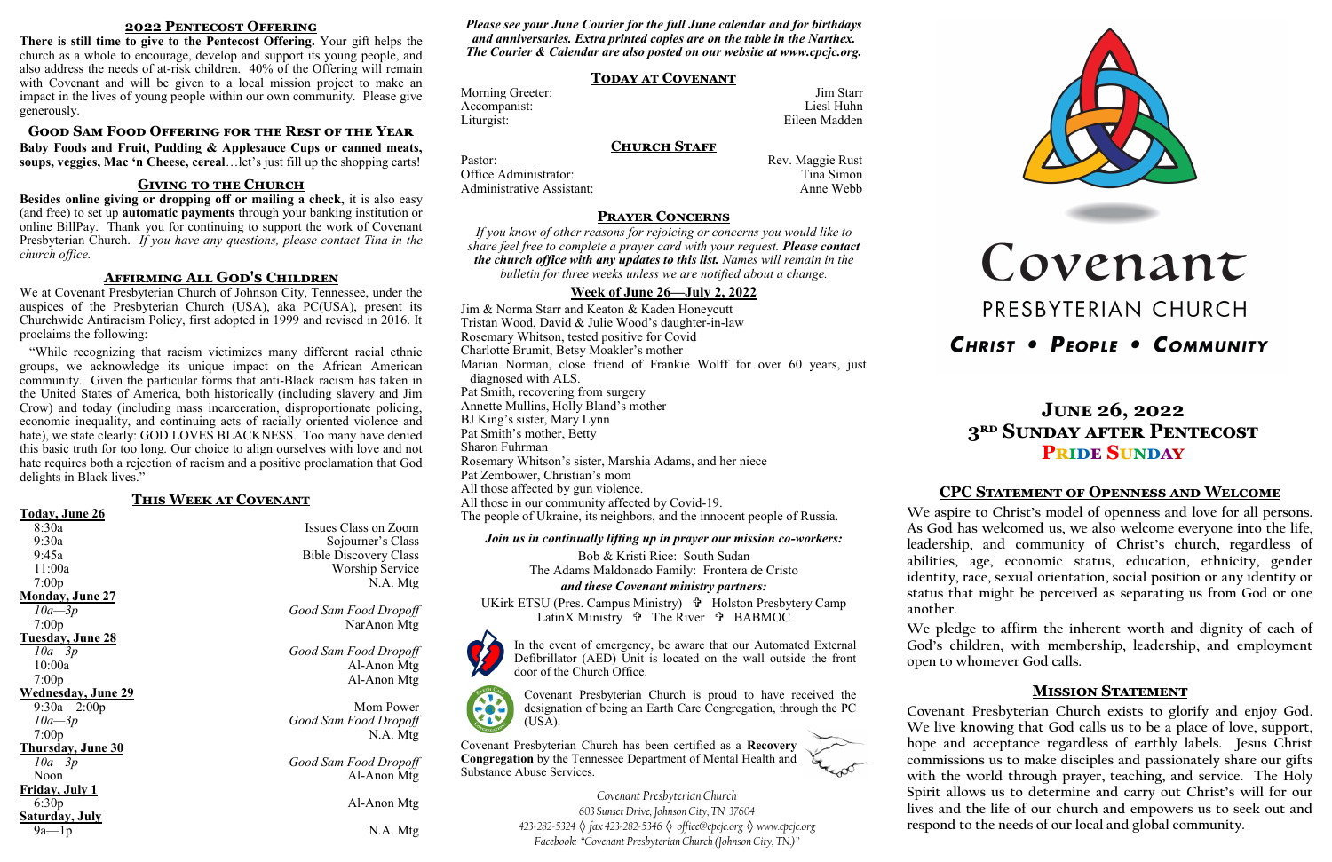## 2022 Pentecost Offering

**There is still time to give to the Pentecost Offering.** Your gift helps the church as a whole to encourage, develop and support its young people, and also address the needs of at-risk children. 40% of the Offering will remain with Covenant and will be given to a local mission project to make an impact in the lives of young people within our own community. Please give generously.

## Good Sam Food Offering for the Rest of the Year

**Baby Foods and Fruit, Pudding & Applesauce Cups or canned meats, soups, veggies, Mac 'n Cheese, cereal**…let's just fill up the shopping carts!

## Giving to the Church

**Besides online giving or dropping off or mailing a check,** it is also easy (and free) to set up **automatic payments** through your banking institution or online BillPay. Thank you for continuing to support the work of Covenant Presbyterian Church. *If you have any questions, please contact Tina in the church office.*

## Affirming All God's Children

We at Covenant Presbyterian Church of Johnson City, Tennessee, under the auspices of the Presbyterian Church (USA), aka PC(USA), present its Churchwide Antiracism Policy, first adopted in 1999 and revised in 2016. It proclaims the following:

"While recognizing that racism victimizes many different racial ethnic groups, we acknowledge its unique impact on the African American community. Given the particular forms that anti-Black racism has taken in the United States of America, both historically (including slavery and Jim Crow) and today (including mass incarceration, disproportionate policing, economic inequality, and continuing acts of racially oriented violence and hate), we state clearly: GOD LOVES BLACKNESS. Too many have denied this basic truth for too long. Our choice to align ourselves with love and not hate requires both a rejection of racism and a positive proclamation that God delights in Black lives."

## This Week at Covenant

**Today, June 26**

| | |
|---|---|
| 8:30a | Issues Class on Zoom |
| 9:30a | Sojourner's Class |
| 9:45a | Bible Discovery Class |
| 11:00a | Worship Service |
| 7:00p | N.A. Mtg |

**Monday, June 27**

| | |
|---|---|
| *10a—3p* | *Good Sam Food Dropoff* |
| 7:00p | NarAnon Mtg |

**Tuesday, June 28**

| | |
|---|---|
| *10a—3p* | *Good Sam Food Dropoff* |
| 10:00a | Al-Anon Mtg |
| 7:00p | Al-Anon Mtg |

**Wednesday, June 29**

| | |
|---|---|
| 9:30a – 2:00p | Mom Power |
| *10a—3p* | *Good Sam Food Dropoff* |
| 7:00p | N.A. Mtg |

**Thursday, June 30**

| | |
|---|---|
| *10a—3p* | *Good Sam Food Dropoff* |
| Noon | Al-Anon Mtg |

**Friday, July 1**

| | |
|---|---|
| 6:30p | Al-Anon Mtg |

**Saturday, July**

| | |
|---|---|
| 9a—1p | N.A. Mtg |

*Please see your June Courier for the full June calendar and for birthdays and anniversaries. Extra printed copies are on the table in the Narthex. The Courier & Calendar are also posted on our website at www.cpcjc.org.*

## Today at Covenant

| | |
|---|---|
| Morning Greeter: | Jim Starr |
| Accompanist: | Liesl Huhn |
| Liturgist: | Eileen Madden |

## Church Staff

| | |
|---|---|
| Pastor: | Rev. Maggie Rust |
| Office Administrator: | Tina Simon |
| Administrative Assistant: | Anne Webb |

## Prayer Concerns

*If you know of other reasons for rejoicing or concerns you would like to share feel free to complete a prayer card with your request.* ***Please contact the church office with any updates to this list.*** *Names will remain in the bulletin for three weeks unless we are notified about a change.*

**Week of June 26—July 2, 2022**

Jim & Norma Starr and Keaton & Kaden Honeycutt
Tristan Wood, David & Julie Wood's daughter-in-law
Rosemary Whitson, tested positive for Covid
Charlotte Brumit, Betsy Moakler's mother
Marian Norman, close friend of Frankie Wolff for over 60 years, just diagnosed with ALS.
Pat Smith, recovering from surgery
Annette Mullins, Holly Bland's mother
BJ King's sister, Mary Lynn
Pat Smith's mother, Betty
Sharon Fuhrman
Rosemary Whitson's sister, Marshia Adams, and her niece
Pat Zembower, Christian's mom
All those affected by gun violence.
All those in our community affected by Covid-19.
The people of Ukraine, its neighbors, and the innocent people of Russia.

***Join us in continually lifting up in prayer our mission co-workers:***

Bob & Kristi Rice: South Sudan
The Adams Maldonado Family: Frontera de Cristo

***and these Covenant ministry partners:***

UKirk ETSU (Pres. Campus Ministry) ✞ Holston Presbytery Camp
LatinX Ministry ✞ The River ✞ BABMOC

In the event of emergency, be aware that our Automated External Defibrillator (AED) Unit is located on the wall outside the front door of the Church Office.

Covenant Presbyterian Church is proud to have received the designation of being an Earth Care Congregation, through the PC (USA).

Covenant Presbyterian Church has been certified as a **Recovery Congregation** by the Tennessee Department of Mental Health and Substance Abuse Services.

*Covenant Presbyterian Church*
*603 Sunset Drive, Johnson City, TN 37604*
*423-282-5324 ◊ fax 423-282-5346 ◊ office@cpcjc.org ◊ www.cpcjc.org*
*Facebook: "Covenant Presbyterian Church (Johnson City, TN.)"*

# Covenant

PRESBYTERIAN CHURCH

***Christ • People • Community***

## June 26, 2022
## 3rd Sunday after Pentecost
## Pride Sunday

## CPC Statement of Openness and Welcome

We aspire to Christ's model of openness and love for all persons. As God has welcomed us, we also welcome everyone into the life, leadership, and community of Christ's church, regardless of abilities, age, economic status, education, ethnicity, gender identity, race, sexual orientation, social position or any identity or status that might be perceived as separating us from God or one another.

We pledge to affirm the inherent worth and dignity of each of God's children, with membership, leadership, and employment open to whomever God calls.

## Mission Statement

Covenant Presbyterian Church exists to glorify and enjoy God. We live knowing that God calls us to be a place of love, support, hope and acceptance regardless of earthly labels. Jesus Christ commissions us to make disciples and passionately share our gifts with the world through prayer, teaching, and service. The Holy Spirit allows us to determine and carry out Christ's will for our lives and the life of our church and empowers us to seek out and respond to the needs of our local and global community.